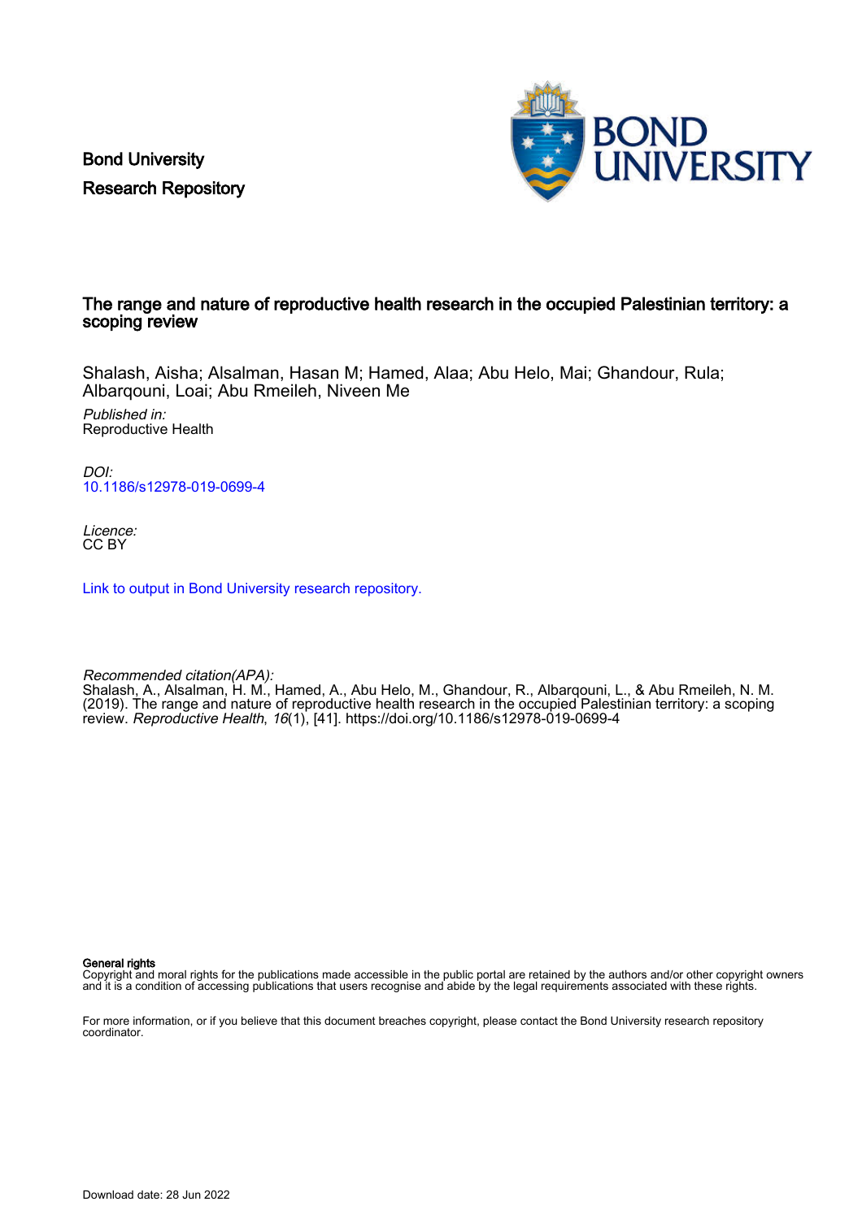Bond University
Research Repository

# The range and nature of reproductive health research in the occupied Palestinian territory: a scoping review

Shalash, Aisha; Alsalman, Hasan M; Hamed, Alaa; Abu Helo, Mai; Ghandour, Rula; Albarqouni, Loai; Abu Rmeileh, Niveen Me

*Published in:*
Reproductive Health

*DOI:*
10.1186/s12978-019-0699-4

*Licence:*
CC BY

Link to output in Bond University research repository.

*Recommended citation(APA):*
Shalash, A., Alsalman, H. M., Hamed, A., Abu Helo, M., Ghandour, R., Albarqouni, L., & Abu Rmeileh, N. M. (2019). The range and nature of reproductive health research in the occupied Palestinian territory: a scoping review. *Reproductive Health*, *16*(1), [41]. https://doi.org/10.1186/s12978-019-0699-4

**General rights**
Copyright and moral rights for the publications made accessible in the public portal are retained by the authors and/or other copyright owners and it is a condition of accessing publications that users recognise and abide by the legal requirements associated with these rights.

For more information, or if you believe that this document breaches copyright, please contact the Bond University research repository coordinator.

Download date: 28 Jun 2022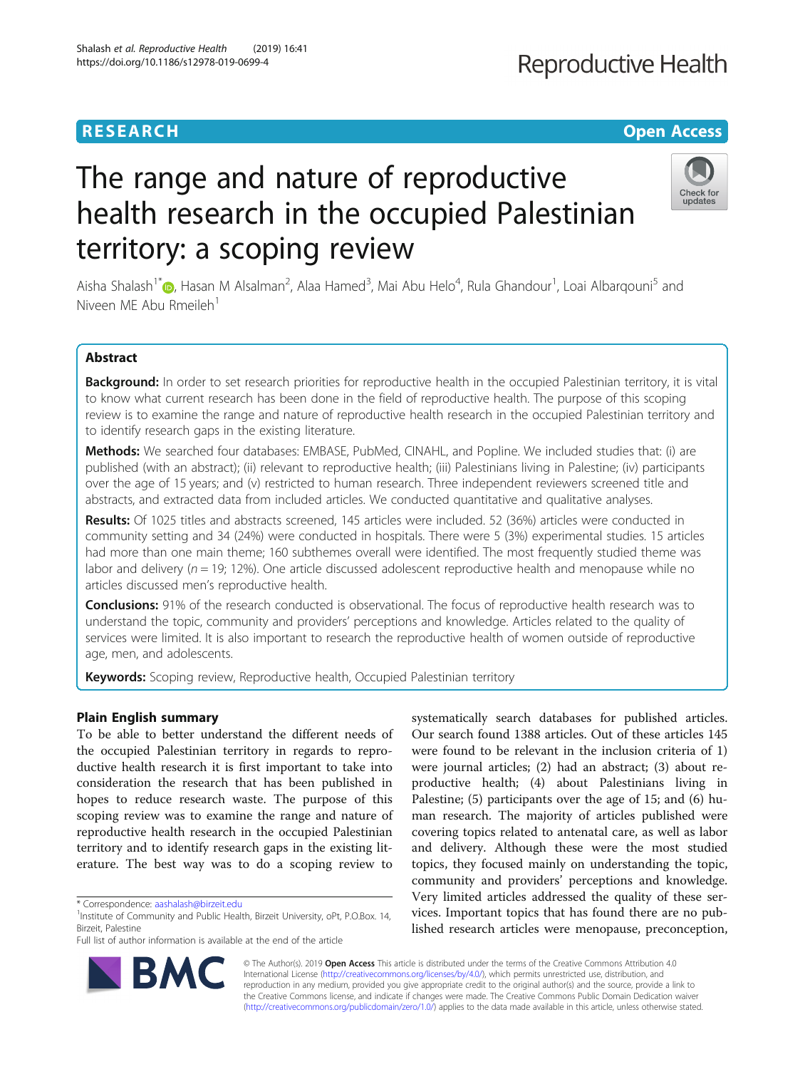# The range and nature of reproductive health research in the occupied Palestinian territory: a scoping review

Aisha Shalash[1*], Hasan M Alsalman[2], Alaa Hamed[3], Mai Abu Helo[4], Rula Ghandour[1], Loai Albarqouni[5] and Niveen ME Abu Rmeileh[1]

## Abstract

**Background:** In order to set research priorities for reproductive health in the occupied Palestinian territory, it is vital to know what current research has been done in the field of reproductive health. The purpose of this scoping review is to examine the range and nature of reproductive health research in the occupied Palestinian territory and to identify research gaps in the existing literature.

**Methods:** We searched four databases: EMBASE, PubMed, CINAHL, and Popline. We included studies that: (i) are published (with an abstract); (ii) relevant to reproductive health; (iii) Palestinians living in Palestine; (iv) participants over the age of 15 years; and (v) restricted to human research. Three independent reviewers screened title and abstracts, and extracted data from included articles. We conducted quantitative and qualitative analyses.

**Results:** Of 1025 titles and abstracts screened, 145 articles were included. 52 (36%) articles were conducted in community setting and 34 (24%) were conducted in hospitals. There were 5 (3%) experimental studies. 15 articles had more than one main theme; 160 subthemes overall were identified. The most frequently studied theme was labor and delivery ($n = 19$; 12%). One article discussed adolescent reproductive health and menopause while no articles discussed men's reproductive health.

**Conclusions:** 91% of the research conducted is observational. The focus of reproductive health research was to understand the topic, community and providers' perceptions and knowledge. Articles related to the quality of services were limited. It is also important to research the reproductive health of women outside of reproductive age, men, and adolescents.

**Keywords:** Scoping review, Reproductive health, Occupied Palestinian territory

## Plain English summary

To be able to better understand the different needs of the occupied Palestinian territory in regards to reproductive health research it is first important to take into consideration the research that has been published in hopes to reduce research waste. The purpose of this scoping review was to examine the range and nature of reproductive health research in the occupied Palestinian territory and to identify research gaps in the existing literature. The best way was to do a scoping review to systematically search databases for published articles. Our search found 1388 articles. Out of these articles 145 were found to be relevant in the inclusion criteria of 1) were journal articles; (2) had an abstract; (3) about reproductive health; (4) about Palestinians living in Palestine; (5) participants over the age of 15; and (6) human research. The majority of articles published were covering topics related to antenatal care, as well as labor and delivery. Although these were the most studied topics, they focused mainly on understanding the topic, community and providers' perceptions and knowledge. Very limited articles addressed the quality of these services. Important topics that has found there are no published research articles were menopause, preconception,

\* Correspondence: aashalash@birzeit.edu
[1]Institute of Community and Public Health, Birzeit University, oPt, P.O.Box. 14, Birzeit, Palestine
Full list of author information is available at the end of the article

© The Author(s). 2019 **Open Access** This article is distributed under the terms of the Creative Commons Attribution 4.0 International License (http://creativecommons.org/licenses/by/4.0/), which permits unrestricted use, distribution, and reproduction in any medium, provided you give appropriate credit to the original author(s) and the source, provide a link to the Creative Commons license, and indicate if changes were made. The Creative Commons Public Domain Dedication waiver (http://creativecommons.org/publicdomain/zero/1.0/) applies to the data made available in this article, unless otherwise stated.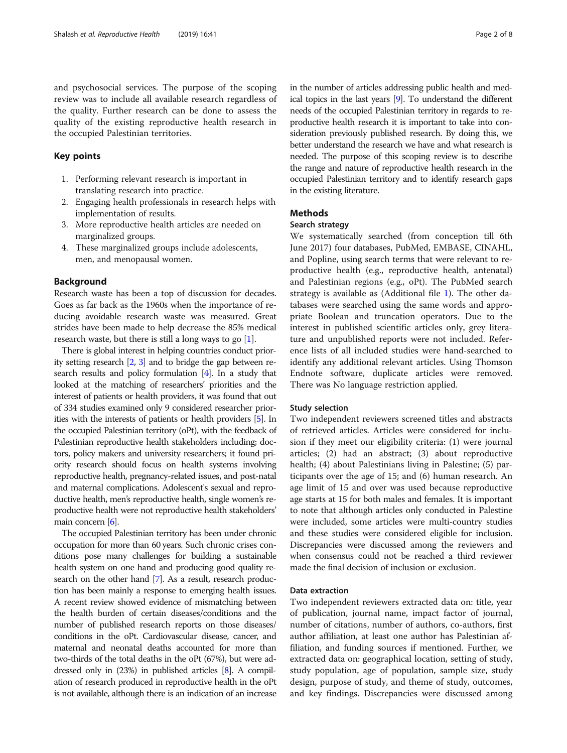and psychosocial services. The purpose of the scoping review was to include all available research regardless of the quality. Further research can be done to assess the quality of the existing reproductive health research in the occupied Palestinian territories.

## Key points

1. Performing relevant research is important in translating research into practice.
2. Engaging health professionals in research helps with implementation of results.
3. More reproductive health articles are needed on marginalized groups.
4. These marginalized groups include adolescents, men, and menopausal women.

## Background

Research waste has been a top of discussion for decades. Goes as far back as the 1960s when the importance of reducing avoidable research waste was measured. Great strides have been made to help decrease the 85% medical research waste, but there is still a long ways to go [1].

There is global interest in helping countries conduct priority setting research [2, 3] and to bridge the gap between research results and policy formulation [4]. In a study that looked at the matching of researchers' priorities and the interest of patients or health providers, it was found that out of 334 studies examined only 9 considered researcher priorities with the interests of patients or health providers [5]. In the occupied Palestinian territory (oPt), with the feedback of Palestinian reproductive health stakeholders including; doctors, policy makers and university researchers; it found priority research should focus on health systems involving reproductive health, pregnancy-related issues, and post-natal and maternal complications. Adolescent's sexual and reproductive health, men's reproductive health, single women's reproductive health were not reproductive health stakeholders' main concern [6].

The occupied Palestinian territory has been under chronic occupation for more than 60 years. Such chronic crises conditions pose many challenges for building a sustainable health system on one hand and producing good quality research on the other hand [7]. As a result, research production has been mainly a response to emerging health issues. A recent review showed evidence of mismatching between the health burden of certain diseases/conditions and the number of published research reports on those diseases/conditions in the oPt. Cardiovascular disease, cancer, and maternal and neonatal deaths accounted for more than two-thirds of the total deaths in the oPt (67%), but were addressed only in (23%) in published articles [8]. A compilation of research produced in reproductive health in the oPt is not available, although there is an indication of an increase in the number of articles addressing public health and medical topics in the last years [9]. To understand the different needs of the occupied Palestinian territory in regards to reproductive health research it is important to take into consideration previously published research. By doing this, we better understand the research we have and what research is needed. The purpose of this scoping review is to describe the range and nature of reproductive health research in the occupied Palestinian territory and to identify research gaps in the existing literature.

## Methods

### Search strategy

We systematically searched (from conception till 6th June 2017) four databases, PubMed, EMBASE, CINAHL, and Popline, using search terms that were relevant to reproductive health (e.g., reproductive health, antenatal) and Palestinian regions (e.g., oPt). The PubMed search strategy is available as (Additional file 1). The other databases were searched using the same words and appropriate Boolean and truncation operators. Due to the interest in published scientific articles only, grey literature and unpublished reports were not included. Reference lists of all included studies were hand-searched to identify any additional relevant articles. Using Thomson Endnote software, duplicate articles were removed. There was No language restriction applied.

### Study selection

Two independent reviewers screened titles and abstracts of retrieved articles. Articles were considered for inclusion if they meet our eligibility criteria: (1) were journal articles; (2) had an abstract; (3) about reproductive health; (4) about Palestinians living in Palestine; (5) participants over the age of 15; and (6) human research. An age limit of 15 and over was used because reproductive age starts at 15 for both males and females. It is important to note that although articles only conducted in Palestine were included, some articles were multi-country studies and these studies were considered eligible for inclusion. Discrepancies were discussed among the reviewers and when consensus could not be reached a third reviewer made the final decision of inclusion or exclusion.

### Data extraction

Two independent reviewers extracted data on: title, year of publication, journal name, impact factor of journal, number of citations, number of authors, co-authors, first author affiliation, at least one author has Palestinian affiliation, and funding sources if mentioned. Further, we extracted data on: geographical location, setting of study, study population, age of population, sample size, study design, purpose of study, and theme of study, outcomes, and key findings. Discrepancies were discussed among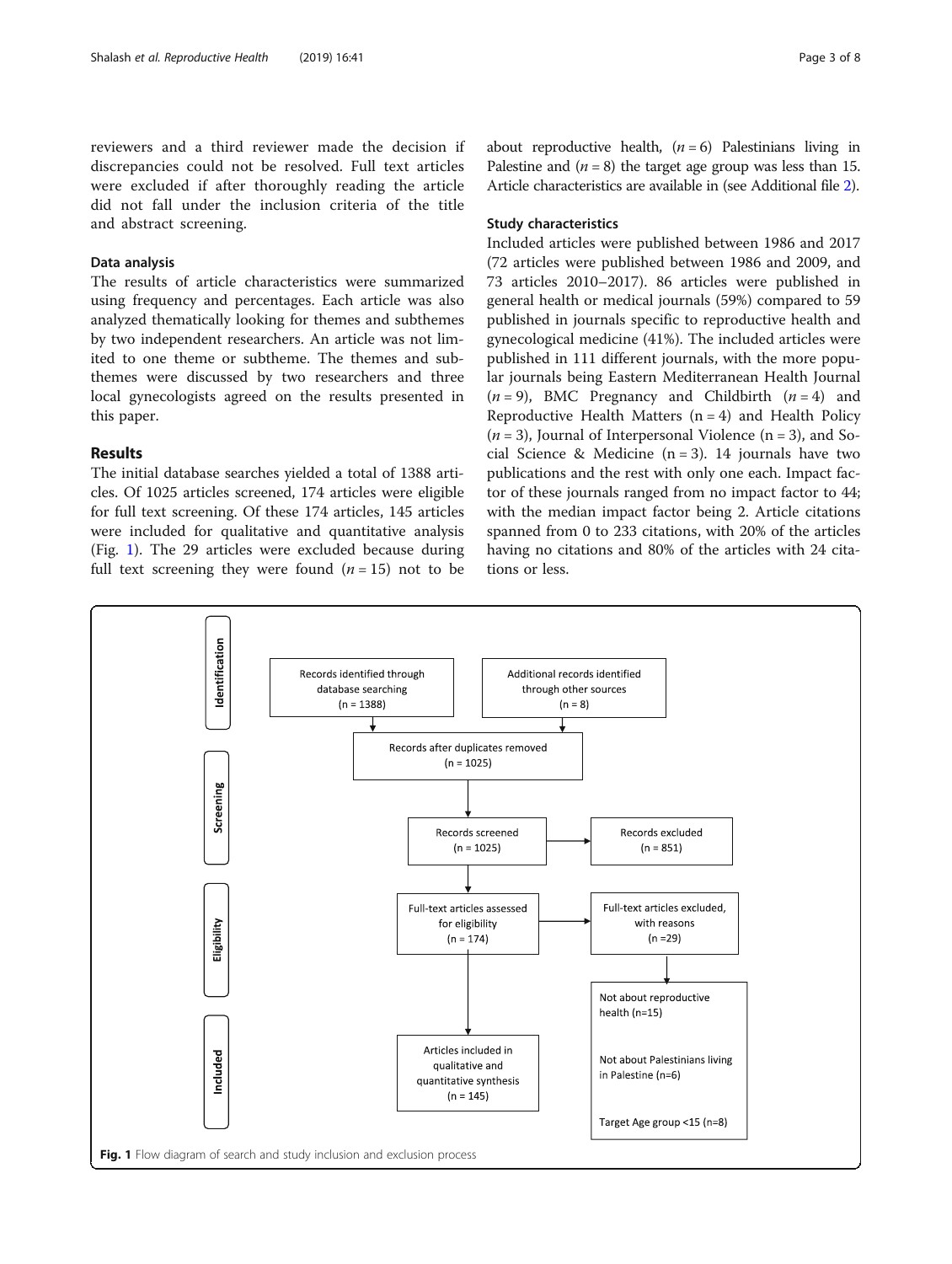reviewers and a third reviewer made the decision if discrepancies could not be resolved. Full text articles were excluded if after thoroughly reading the article did not fall under the inclusion criteria of the title and abstract screening.

### Data analysis

The results of article characteristics were summarized using frequency and percentages. Each article was also analyzed thematically looking for themes and subthemes by two independent researchers. An article was not limited to one theme or subtheme. The themes and subthemes were discussed by two researchers and three local gynecologists agreed on the results presented in this paper.

## Results

The initial database searches yielded a total of 1388 articles. Of 1025 articles screened, 174 articles were eligible for full text screening. Of these 174 articles, 145 articles were included for qualitative and quantitative analysis (Fig. 1). The 29 articles were excluded because during full text screening they were found (*n* = 15) not to be about reproductive health, (*n* = 6) Palestinians living in Palestine and (*n* = 8) the target age group was less than 15. Article characteristics are available in (see Additional file 2).

### Study characteristics

Included articles were published between 1986 and 2017 (72 articles were published between 1986 and 2009, and 73 articles 2010–2017). 86 articles were published in general health or medical journals (59%) compared to 59 published in journals specific to reproductive health and gynecological medicine (41%). The included articles were published in 111 different journals, with the more popular journals being Eastern Mediterranean Health Journal (*n* = 9), BMC Pregnancy and Childbirth (*n* = 4) and Reproductive Health Matters (n = 4) and Health Policy (*n* = 3), Journal of Interpersonal Violence (n = 3), and Social Science & Medicine (n = 3). 14 journals have two publications and the rest with only one each. Impact factor of these journals ranged from no impact factor to 44; with the median impact factor being 2. Article citations spanned from 0 to 233 citations, with 20% of the articles having no citations and 80% of the articles with 24 citations or less.

**Identification**

- Records identified through database searching (n = 1388)
- Additional records identified through other sources (n = 8)

**Screening**

- Records after duplicates removed (n = 1025)
- Records screened (n = 1025)
- Records excluded (n = 851)

**Eligibility**

- Full-text articles assessed for eligibility (n = 174)
- Full-text articles excluded, with reasons (n =29)
  - Not about reproductive health (n=15)
  - Not about Palestinians living in Palestine (n=6)
  - Target Age group <15 (n=8)

**Included**

- Articles included in qualitative and quantitative synthesis (n = 145)

**Fig. 1** Flow diagram of search and study inclusion and exclusion process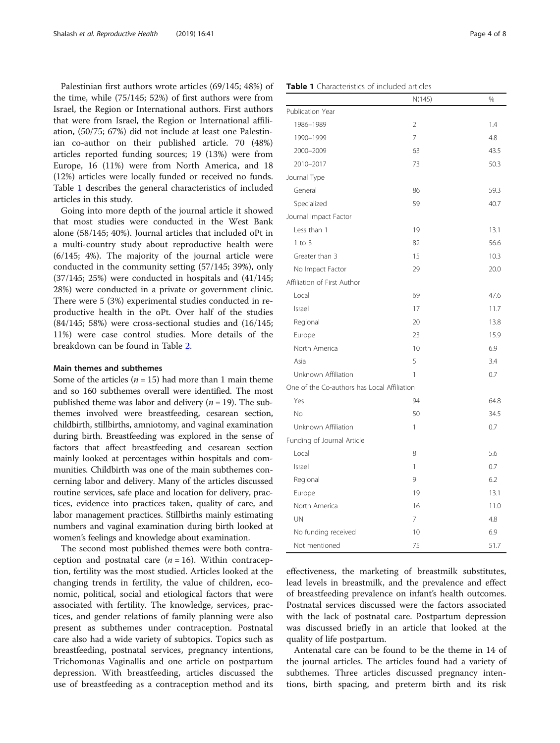Palestinian first authors wrote articles (69/145; 48%) of the time, while (75/145; 52%) of first authors were from Israel, the Region or International authors. First authors that were from Israel, the Region or International affiliation, (50/75; 67%) did not include at least one Palestinian co-author on their published article. 70 (48%) articles reported funding sources; 19 (13%) were from Europe, 16 (11%) were from North America, and 18 (12%) articles were locally funded or received no funds. Table 1 describes the general characteristics of included articles in this study.

Going into more depth of the journal article it showed that most studies were conducted in the West Bank alone (58/145; 40%). Journal articles that included oPt in a multi-country study about reproductive health were (6/145; 4%). The majority of the journal article were conducted in the community setting (57/145; 39%), only (37/145; 25%) were conducted in hospitals and (41/145; 28%) were conducted in a private or government clinic. There were 5 (3%) experimental studies conducted in reproductive health in the oPt. Over half of the studies (84/145; 58%) were cross-sectional studies and (16/145; 11%) were case control studies. More details of the breakdown can be found in Table 2.

### Main themes and subthemes

Some of the articles ($n = 15$) had more than 1 main theme and so 160 subthemes overall were identified. The most published theme was labor and delivery ($n = 19$). The subthemes involved were breastfeeding, cesarean section, childbirth, stillbirths, amniotomy, and vaginal examination during birth. Breastfeeding was explored in the sense of factors that affect breastfeeding and cesarean section mainly looked at percentages within hospitals and communities. Childbirth was one of the main subthemes concerning labor and delivery. Many of the articles discussed routine services, safe place and location for delivery, practices, evidence into practices taken, quality of care, and labor management practices. Stillbirths mainly estimating numbers and vaginal examination during birth looked at women's feelings and knowledge about examination.

The second most published themes were both contraception and postnatal care ($n = 16$). Within contraception, fertility was the most studied. Articles looked at the changing trends in fertility, the value of children, economic, political, social and etiological factors that were associated with fertility. The knowledge, services, practices, and gender relations of family planning were also present as subthemes under contraception. Postnatal care also had a wide variety of subtopics. Topics such as breastfeeding, postnatal services, pregnancy intentions, Trichomonas Vaginallis and one article on postpartum depression. With breastfeeding, articles discussed the use of breastfeeding as a contraception method and its effectiveness, the marketing of breastmilk substitutes, lead levels in breastmilk, and the prevalence and effect of breastfeeding prevalence on infant's health outcomes. Postnatal services discussed were the factors associated with the lack of postnatal care. Postpartum depression was discussed briefly in an article that looked at the quality of life postpartum.

Antenatal care can be found to be the theme in 14 of the journal articles. The articles found had a variety of subthemes. Three articles discussed pregnancy intentions, birth spacing, and preterm birth and its risk

**Table 1** Characteristics of included articles

| | N(145) | % |
|---|---|---|
| Publication Year | | |
| 1986–1989 | 2 | 1.4 |
| 1990–1999 | 7 | 4.8 |
| 2000–2009 | 63 | 43.5 |
| 2010–2017 | 73 | 50.3 |
| Journal Type | | |
| General | 86 | 59.3 |
| Specialized | 59 | 40.7 |
| Journal Impact Factor | | |
| Less than 1 | 19 | 13.1 |
| 1 to 3 | 82 | 56.6 |
| Greater than 3 | 15 | 10.3 |
| No Impact Factor | 29 | 20.0 |
| Affiliation of First Author | | |
| Local | 69 | 47.6 |
| Israel | 17 | 11.7 |
| Regional | 20 | 13.8 |
| Europe | 23 | 15.9 |
| North America | 10 | 6.9 |
| Asia | 5 | 3.4 |
| Unknown Affiliation | 1 | 0.7 |
| One of the Co-authors has Local Affiliation | | |
| Yes | 94 | 64.8 |
| No | 50 | 34.5 |
| Unknown Affiliation | 1 | 0.7 |
| Funding of Journal Article | | |
| Local | 8 | 5.6 |
| Israel | 1 | 0.7 |
| Regional | 9 | 6.2 |
| Europe | 19 | 13.1 |
| North America | 16 | 11.0 |
| UN | 7 | 4.8 |
| No funding received | 10 | 6.9 |
| Not mentioned | 75 | 51.7 |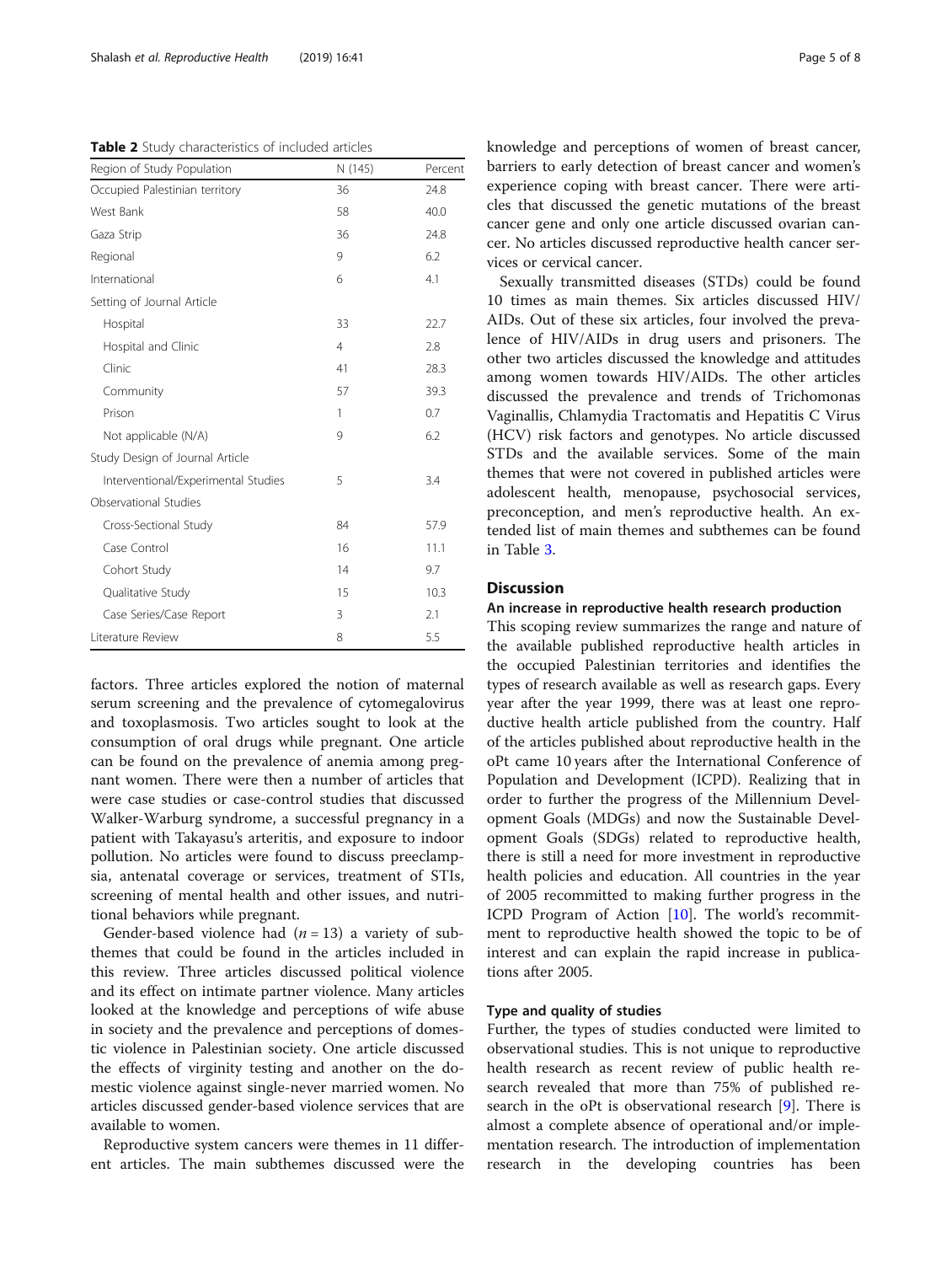**Table 2** Study characteristics of included articles

| Region of Study Population | N (145) | Percent |
| --- | --- | --- |
| Occupied Palestinian territory | 36 | 24.8 |
| West Bank | 58 | 40.0 |
| Gaza Strip | 36 | 24.8 |
| Regional | 9 | 6.2 |
| International | 6 | 4.1 |
| Setting of Journal Article | | |
| Hospital | 33 | 22.7 |
| Hospital and Clinic | 4 | 2.8 |
| Clinic | 41 | 28.3 |
| Community | 57 | 39.3 |
| Prison | 1 | 0.7 |
| Not applicable (N/A) | 9 | 6.2 |
| Study Design of Journal Article | | |
| Interventional/Experimental Studies | 5 | 3.4 |
| Observational Studies | | |
| Cross-Sectional Study | 84 | 57.9 |
| Case Control | 16 | 11.1 |
| Cohort Study | 14 | 9.7 |
| Qualitative Study | 15 | 10.3 |
| Case Series/Case Report | 3 | 2.1 |
| Literature Review | 8 | 5.5 |

factors. Three articles explored the notion of maternal serum screening and the prevalence of cytomegalovirus and toxoplasmosis. Two articles sought to look at the consumption of oral drugs while pregnant. One article can be found on the prevalence of anemia among pregnant women. There were then a number of articles that were case studies or case-control studies that discussed Walker-Warburg syndrome, a successful pregnancy in a patient with Takayasu's arteritis, and exposure to indoor pollution. No articles were found to discuss preeclampsia, antenatal coverage or services, treatment of STIs, screening of mental health and other issues, and nutritional behaviors while pregnant.

Gender-based violence had ($n = 13$) a variety of subthemes that could be found in the articles included in this review. Three articles discussed political violence and its effect on intimate partner violence. Many articles looked at the knowledge and perceptions of wife abuse in society and the prevalence and perceptions of domestic violence in Palestinian society. One article discussed the effects of virginity testing and another on the domestic violence against single-never married women. No articles discussed gender-based violence services that are available to women.

Reproductive system cancers were themes in 11 different articles. The main subthemes discussed were the knowledge and perceptions of women of breast cancer, barriers to early detection of breast cancer and women's experience coping with breast cancer. There were articles that discussed the genetic mutations of the breast cancer gene and only one article discussed ovarian cancer. No articles discussed reproductive health cancer services or cervical cancer.

Sexually transmitted diseases (STDs) could be found 10 times as main themes. Six articles discussed HIV/AIDs. Out of these six articles, four involved the prevalence of HIV/AIDs in drug users and prisoners. The other two articles discussed the knowledge and attitudes among women towards HIV/AIDs. The other articles discussed the prevalence and trends of Trichomonas Vaginallis, Chlamydia Tractomatis and Hepatitis C Virus (HCV) risk factors and genotypes. No article discussed STDs and the available services. Some of the main themes that were not covered in published articles were adolescent health, menopause, psychosocial services, preconception, and men's reproductive health. An extended list of main themes and subthemes can be found in Table 3.

## Discussion

### An increase in reproductive health research production

This scoping review summarizes the range and nature of the available published reproductive health articles in the occupied Palestinian territories and identifies the types of research available as well as research gaps. Every year after the year 1999, there was at least one reproductive health article published from the country. Half of the articles published about reproductive health in the oPt came 10 years after the International Conference of Population and Development (ICPD). Realizing that in order to further the progress of the Millennium Development Goals (MDGs) and now the Sustainable Development Goals (SDGs) related to reproductive health, there is still a need for more investment in reproductive health policies and education. All countries in the year of 2005 recommitted to making further progress in the ICPD Program of Action [10]. The world's recommitment to reproductive health showed the topic to be of interest and can explain the rapid increase in publications after 2005.

### Type and quality of studies

Further, the types of studies conducted were limited to observational studies. This is not unique to reproductive health research as recent review of public health research revealed that more than 75% of published research in the oPt is observational research [9]. There is almost a complete absence of operational and/or implementation research. The introduction of implementation research in the developing countries has been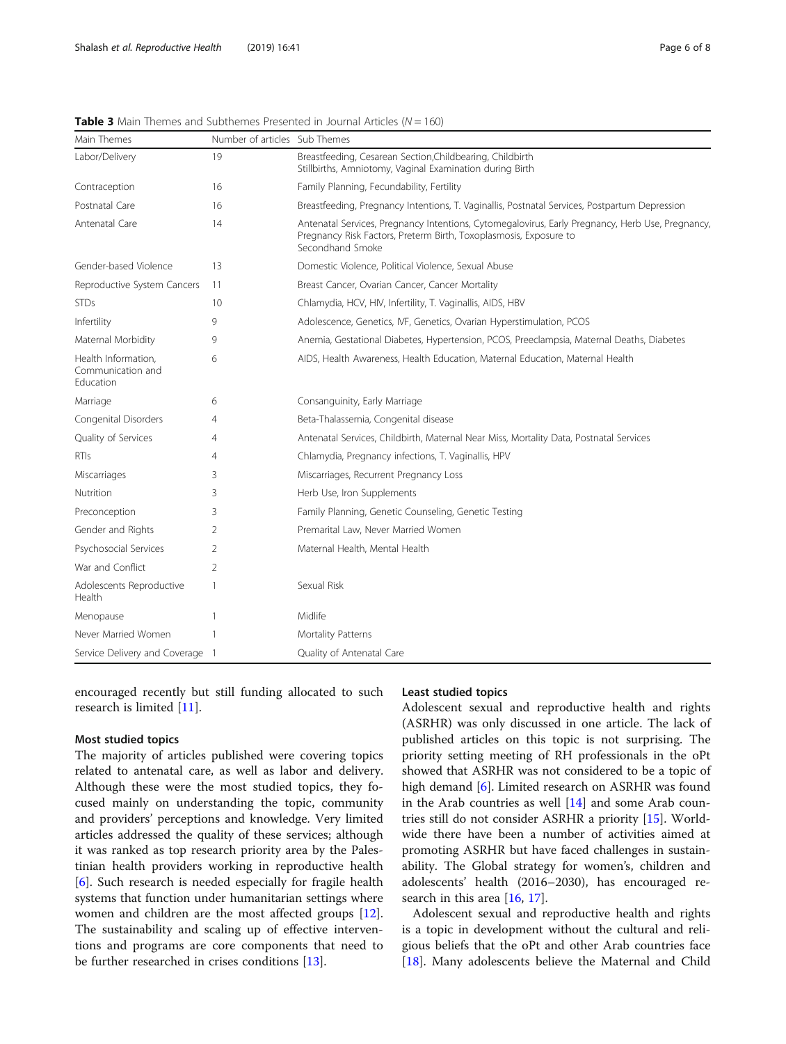**Table 3** Main Themes and Subthemes Presented in Journal Articles ($N = 160$)

| Main Themes | Number of articles | Sub Themes |
|---|---|---|
| Labor/Delivery | 19 | Breastfeeding, Cesarean Section,Childbearing, Childbirth Stillbirths, Amniotomy, Vaginal Examination during Birth |
| Contraception | 16 | Family Planning, Fecundability, Fertility |
| Postnatal Care | 16 | Breastfeeding, Pregnancy Intentions, T. Vaginallis, Postnatal Services, Postpartum Depression |
| Antenatal Care | 14 | Antenatal Services, Pregnancy Intentions, Cytomegalovirus, Early Pregnancy, Herb Use, Pregnancy, Pregnancy Risk Factors, Preterm Birth, Toxoplasmosis, Exposure to Secondhand Smoke |
| Gender-based Violence | 13 | Domestic Violence, Political Violence, Sexual Abuse |
| Reproductive System Cancers | 11 | Breast Cancer, Ovarian Cancer, Cancer Mortality |
| STDs | 10 | Chlamydia, HCV, HIV, Infertility, T. Vaginallis, AIDS, HBV |
| Infertility | 9 | Adolescence, Genetics, IVF, Genetics, Ovarian Hyperstimulation, PCOS |
| Maternal Morbidity | 9 | Anemia, Gestational Diabetes, Hypertension, PCOS, Preeclampsia, Maternal Deaths, Diabetes |
| Health Information, Communication and Education | 6 | AIDS, Health Awareness, Health Education, Maternal Education, Maternal Health |
| Marriage | 6 | Consanguinity, Early Marriage |
| Congenital Disorders | 4 | Beta-Thalassemia, Congenital disease |
| Quality of Services | 4 | Antenatal Services, Childbirth, Maternal Near Miss, Mortality Data, Postnatal Services |
| RTIs | 4 | Chlamydia, Pregnancy infections, T. Vaginallis, HPV |
| Miscarriages | 3 | Miscarriages, Recurrent Pregnancy Loss |
| Nutrition | 3 | Herb Use, Iron Supplements |
| Preconception | 3 | Family Planning, Genetic Counseling, Genetic Testing |
| Gender and Rights | 2 | Premarital Law, Never Married Women |
| Psychosocial Services | 2 | Maternal Health, Mental Health |
| War and Conflict | 2 | |
| Adolescents Reproductive Health | 1 | Sexual Risk |
| Menopause | 1 | Midlife |
| Never Married Women | 1 | Mortality Patterns |
| Service Delivery and Coverage | 1 | Quality of Antenatal Care |

encouraged recently but still funding allocated to such research is limited [11].

### Most studied topics

The majority of articles published were covering topics related to antenatal care, as well as labor and delivery. Although these were the most studied topics, they focused mainly on understanding the topic, community and providers' perceptions and knowledge. Very limited articles addressed the quality of these services; although it was ranked as top research priority area by the Palestinian health providers working in reproductive health [6]. Such research is needed especially for fragile health systems that function under humanitarian settings where women and children are the most affected groups [12]. The sustainability and scaling up of effective interventions and programs are core components that need to be further researched in crises conditions [13].

### Least studied topics

Adolescent sexual and reproductive health and rights (ASRHR) was only discussed in one article. The lack of published articles on this topic is not surprising. The priority setting meeting of RH professionals in the oPt showed that ASRHR was not considered to be a topic of high demand [6]. Limited research on ASRHR was found in the Arab countries as well [14] and some Arab countries still do not consider ASRHR a priority [15]. Worldwide there have been a number of activities aimed at promoting ASRHR but have faced challenges in sustainability. The Global strategy for women's, children and adolescents' health (2016–2030), has encouraged research in this area [16, 17].

Adolescent sexual and reproductive health and rights is a topic in development without the cultural and religious beliefs that the oPt and other Arab countries face [18]. Many adolescents believe the Maternal and Child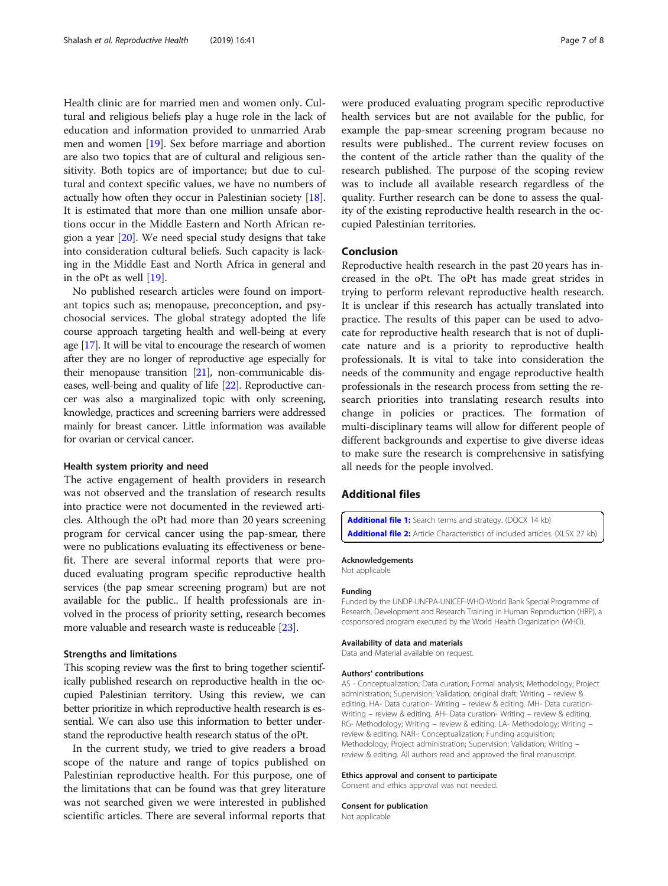Health clinic are for married men and women only. Cultural and religious beliefs play a huge role in the lack of education and information provided to unmarried Arab men and women [19]. Sex before marriage and abortion are also two topics that are of cultural and religious sensitivity. Both topics are of importance; but due to cultural and context specific values, we have no numbers of actually how often they occur in Palestinian society [18]. It is estimated that more than one million unsafe abortions occur in the Middle Eastern and North African region a year [20]. We need special study designs that take into consideration cultural beliefs. Such capacity is lacking in the Middle East and North Africa in general and in the oPt as well [19].

No published research articles were found on important topics such as; menopause, preconception, and psychosocial services. The global strategy adopted the life course approach targeting health and well-being at every age [17]. It will be vital to encourage the research of women after they are no longer of reproductive age especially for their menopause transition [21], non-communicable diseases, well-being and quality of life [22]. Reproductive cancer was also a marginalized topic with only screening, knowledge, practices and screening barriers were addressed mainly for breast cancer. Little information was available for ovarian or cervical cancer.

### Health system priority and need

The active engagement of health providers in research was not observed and the translation of research results into practice were not documented in the reviewed articles. Although the oPt had more than 20 years screening program for cervical cancer using the pap-smear, there were no publications evaluating its effectiveness or benefit. There are several informal reports that were produced evaluating program specific reproductive health services (the pap smear screening program) but are not available for the public.. If health professionals are involved in the process of priority setting, research becomes more valuable and research waste is reduceable [23].

### Strengths and limitations

This scoping review was the first to bring together scientifically published research on reproductive health in the occupied Palestinian territory. Using this review, we can better prioritize in which reproductive health research is essential. We can also use this information to better understand the reproductive health research status of the oPt.

In the current study, we tried to give readers a broad scope of the nature and range of topics published on Palestinian reproductive health. For this purpose, one of the limitations that can be found was that grey literature was not searched given we were interested in published scientific articles. There are several informal reports that were produced evaluating program specific reproductive health services but are not available for the public, for example the pap-smear screening program because no results were published.. The current review focuses on the content of the article rather than the quality of the research published. The purpose of the scoping review was to include all available research regardless of the quality. Further research can be done to assess the quality of the existing reproductive health research in the occupied Palestinian territories.

## Conclusion

Reproductive health research in the past 20 years has increased in the oPt. The oPt has made great strides in trying to perform relevant reproductive health research. It is unclear if this research has actually translated into practice. The results of this paper can be used to advocate for reproductive health research that is not of duplicate nature and is a priority to reproductive health professionals. It is vital to take into consideration the needs of the community and engage reproductive health professionals in the research process from setting the research priorities into translating research results into change in policies or practices. The formation of multi-disciplinary teams will allow for different people of different backgrounds and expertise to give diverse ideas to make sure the research is comprehensive in satisfying all needs for the people involved.

## Additional files

**Additional file 1:** Search terms and strategy. (DOCX 14 kb)
**Additional file 2:** Article Characteristics of included articles. (XLSX 27 kb)

#### Acknowledgements

Not applicable

#### Funding

Funded by the UNDP-UNFPA-UNICEF-WHO-World Bank Special Programme of Research, Development and Research Training in Human Reproduction (HRP), a cosponsored program executed by the World Health Organization (WHO).

#### Availability of data and materials

Data and Material available on request.

#### Authors' contributions

AS - Conceptualization; Data curation; Formal analysis; Methodology; Project administration; Supervision; Validation; original draft; Writing – review & editing. HA- Data curation- Writing – review & editing. MH- Data curation- Writing – review & editing. AH- Data curation- Writing – review & editing. RG- Methodology; Writing – review & editing. LA- Methodology; Writing – review & editing. NAR-: Conceptualization; Funding acquisition; Methodology; Project administration; Supervision; Validation; Writing – review & editing. All authors read and approved the final manuscript.

#### Ethics approval and consent to participate

Consent and ethics approval was not needed.

#### Consent for publication

Not applicable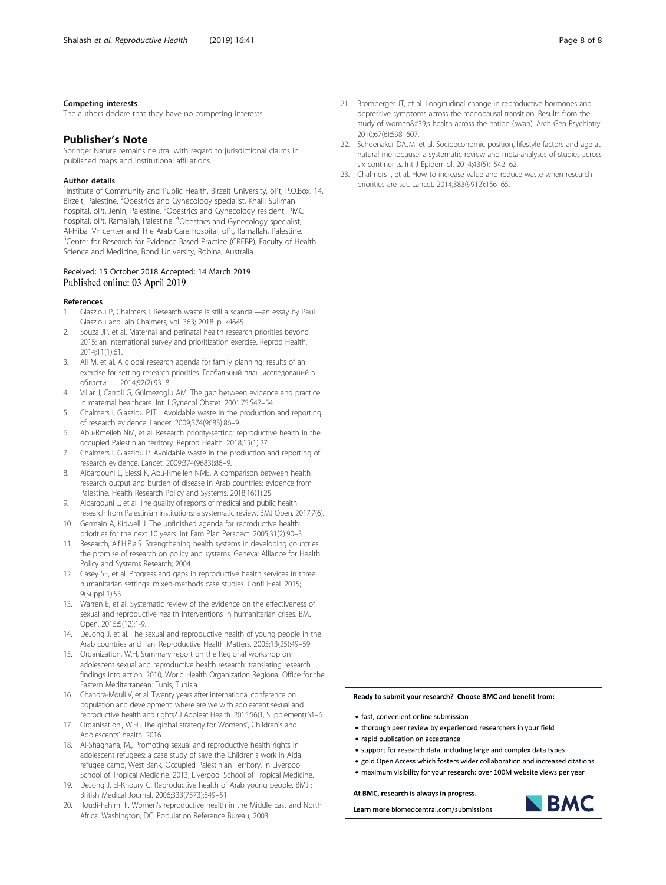#### Competing interests

The authors declare that they have no competing interests.

## Publisher's Note

Springer Nature remains neutral with regard to jurisdictional claims in published maps and institutional affiliations.

#### Author details

[1]Institute of Community and Public Health, Birzeit University, oPt, P.O.Box. 14, Birzeit, Palestine. [2]Obestrics and Gynecology specialist, Khalil Suliman hospital, oPt, Jenin, Palestine. [3]Obestrics and Gynecology resident, PMC hospital, oPt, Ramallah, Palestine. [4]Obestrics and Gynecology specialist, Al-Hiba IVF center and The Arab Care hospital, oPt, Ramallah, Palestine. [5]Center for Research for Evidence Based Practice (CREBP), Faculty of Health Science and Medicine, Bond University, Robina, Australia.

Received: 15 October 2018 Accepted: 14 March 2019
Published online: 03 April 2019

#### References

1. Glasziou P, Chalmers I. Research waste is still a scandal—an essay by Paul Glasziou and Iain Chalmers, vol. 363; 2018. p. k4645.
2. Souza JP, et al. Maternal and perinatal health research priorities beyond 2015: an international survey and prioritization exercise. Reprod Health. 2014;11(1):61.
3. Ali M, et al. A global research agenda for family planning: results of an exercise for setting research priorities. Глобальный план исследований в области …. 2014;92(2):93–8.
4. Villar J, Carroli G, Gülmezoglu AM. The gap between evidence and practice in maternal healthcare. Int J Gynecol Obstet. 2001;75:S47–54.
5. Chalmers I, Glasziou PJTL. Avoidable waste in the production and reporting of research evidence. Lancet. 2009;374(9683):86–9.
6. Abu-Rmeileh NM, et al. Research priority-setting: reproductive health in the occupied Palestinian territory. Reprod Health. 2018;15(1):27.
7. Chalmers I, Glasziou P. Avoidable waste in the production and reporting of research evidence. Lancet. 2009;374(9683):86–9.
8. Albarqouni L, Elessi K, Abu-Rmeileh NME. A comparison between health research output and burden of disease in Arab countries: evidence from Palestine. Health Research Policy and Systems. 2018;16(1):25.
9. Albarqouni L, et al. The quality of reports of medical and public health research from Palestinian institutions: a systematic review. BMJ Open. 2017;7(6).
10. Germain A, Kidwell J. The unfinished agenda for reproductive health: priorities for the next 10 years. Int Fam Plan Perspect. 2005;31(2):90–3.
11. Research, A.f.H.P.a.S. Strengthening health systems in developing countries: the promise of research on policy and systems. Geneva: Alliance for Health Policy and Systems Research; 2004.
12. Casey SE, et al. Progress and gaps in reproductive health services in three humanitarian settings: mixed-methods case studies. Confl Heal. 2015; 9(Suppl 1):S3.
13. Warren E, et al. Systematic review of the evidence on the effectiveness of sexual and reproductive health interventions in humanitarian crises. BMJ Open. 2015;5(12):1-9.
14. DeJong J, et al. The sexual and reproductive health of young people in the Arab countries and Iran. Reproductive Health Matters. 2005;13(25):49–59.
15. Organization, W.H, Summary report on the Regional workshop on adolescent sexual and reproductive health research: translating research findings into action. 2010, World Health Organization Regional Office for the Eastern Mediterranean: Tunis, Tunisia.
16. Chandra-Mouli V, et al. Twenty years after international conference on population and development: where are we with adolescent sexual and reproductive health and rights? J Adolesc Health. 2015;56(1, Supplement):S1–6.
17. Organisation., W.H., The global strategy for Womens', Children's and Adolescents' health. 2016.
18. Al-Shaghana, M., Promoting sexual and reproductive health rights in adolescent refugees: a case study of save the Children's work in Aida refugee camp, West Bank, Occupied Palestinian Territory, in Liverpool School of Tropical Medicine. 2013, Liverpool School of Tropical Medicine.
19. DeJong J, El-Khoury G. Reproductive health of Arab young people. BMJ : British Medical Journal. 2006;333(7573):849–51.
20. Roudi-Fahimi F. Women's reproductive health in the Middle East and North Africa. Washington, DC: Population Reference Bureau; 2003.
21. Bromberger JT, et al. Longitudinal change in reproductive hormones and depressive symptoms across the menopausal transition: Results from the study of women&#39;s health across the nation (swan). Arch Gen Psychiatry. 2010;67(6):598–607.
22. Schoenaker DAJM, et al. Socioeconomic position, lifestyle factors and age at natural menopause: a systematic review and meta-analyses of studies across six continents. Int J Epidemiol. 2014;43(5):1542–62.
23. Chalmers I, et al. How to increase value and reduce waste when research priorities are set. Lancet. 2014;383(9912):156–65.

**Ready to submit your research? Choose BMC and benefit from:**

- fast, convenient online submission
- thorough peer review by experienced researchers in your field
- rapid publication on acceptance
- support for research data, including large and complex data types
- gold Open Access which fosters wider collaboration and increased citations
- maximum visibility for your research: over 100M website views per year

**At BMC, research is always in progress.**

**Learn more** biomedcentral.com/submissions

BMC